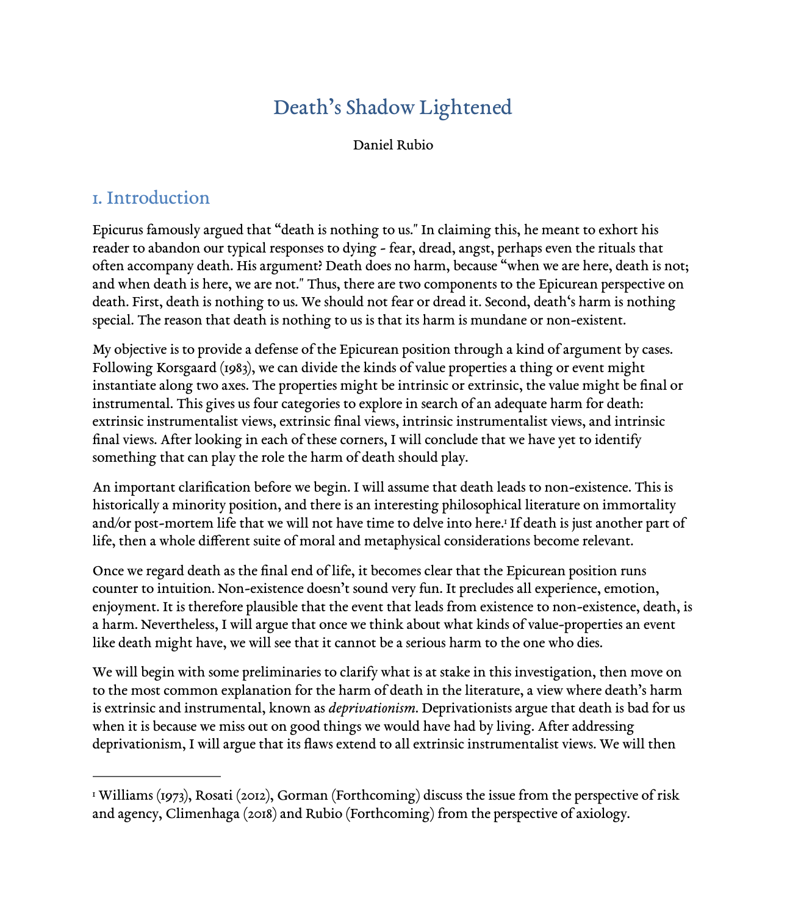# Death's Shadow Lightened

Daniel Rubio

## 1. Introduction

Epicurus famously argued that "death is nothing to us." In claiming this, he meant to exhort his reader to abandon our typical responses to dying - fear, dread, angst, perhaps even the rituals that often accompany death. His argument? Death does no harm, because "when we are here, death is not; and when death is here, we are not." Thus, there are two components to the Epicurean perspective on death. First, death is nothing to us. We should not fear or dread it. Second, death's harm is nothing special. The reason that death is nothing to us is that its harm is mundane or non-existent.

My objective is to provide a defense of the Epicurean position through a kind of argument by cases. Following Korsgaard (1983), we can divide the kinds of value properties a thing or event might instantiate along two axes. The properties might be intrinsic or extrinsic, the value might be final or instrumental. This gives us four categories to explore in search of an adequate harm for death: extrinsic instrumentalist views, extrinsic final views, intrinsic instrumentalist views, and intrinsic final views. After looking in each of these corners, I will conclude that we have yet to identify something that can play the role the harm of death should play.

An important clarification before we begin. I will assume that death leads to non-existence. This is historically a minority position, and there is an interesting philosophical literature on immortality and/or post-mortem life that we will not have time to delve into here.[1] If death is just another part of life, then a whole different suite of moral and metaphysical considerations become relevant.

Once we regard death as the final end of life, it becomes clear that the Epicurean position runs counter to intuition. Non-existence doesn't sound very fun. It precludes all experience, emotion, enjoyment. It is therefore plausible that the event that leads from existence to non-existence, death, is a harm. Nevertheless, I will argue that once we think about what kinds of value-properties an event like death might have, we will see that it cannot be a serious harm to the one who dies.

We will begin with some preliminaries to clarify what is at stake in this investigation, then move on to the most common explanation for the harm of death in the literature, a view where death's harm is extrinsic and instrumental, known as *deprivationism*. Deprivationists argue that death is bad for us when it is because we miss out on good things we would have had by living. After addressing deprivationism, I will argue that its flaws extend to all extrinsic instrumentalist views. We will then

---

[1] Williams (1973), Rosati (2012), Gorman (Forthcoming) discuss the issue from the perspective of risk and agency, Climenhaga (2018) and Rubio (Forthcoming) from the perspective of axiology.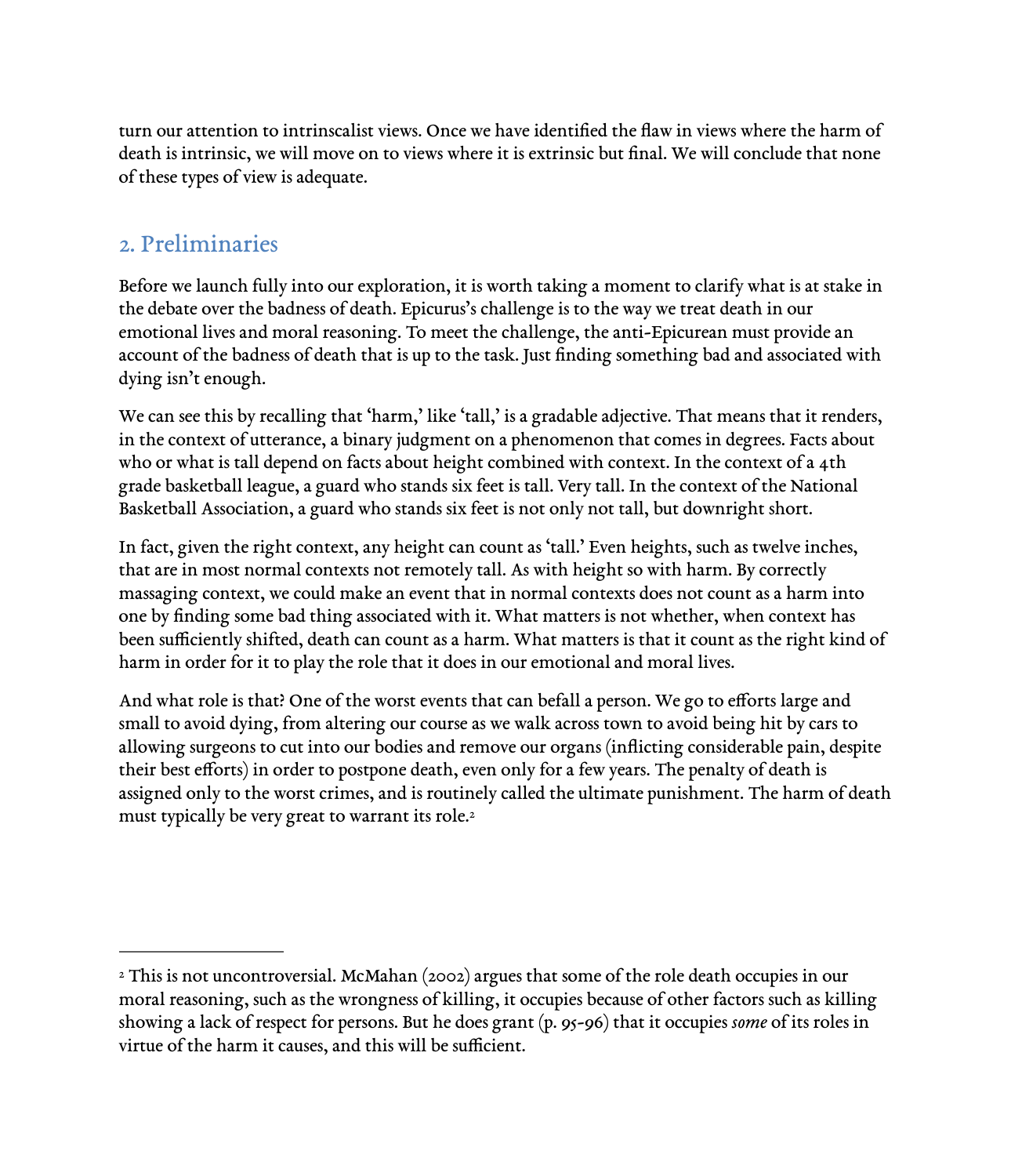turn our attention to intrinscalist views. Once we have identified the flaw in views where the harm of death is intrinsic, we will move on to views where it is extrinsic but final. We will conclude that none of these types of view is adequate.

## 2. Preliminaries

Before we launch fully into our exploration, it is worth taking a moment to clarify what is at stake in the debate over the badness of death. Epicurus's challenge is to the way we treat death in our emotional lives and moral reasoning. To meet the challenge, the anti-Epicurean must provide an account of the badness of death that is up to the task. Just finding something bad and associated with dying isn't enough.

We can see this by recalling that 'harm,' like 'tall,' is a gradable adjective. That means that it renders, in the context of utterance, a binary judgment on a phenomenon that comes in degrees. Facts about who or what is tall depend on facts about height combined with context. In the context of a 4th grade basketball league, a guard who stands six feet is tall. Very tall. In the context of the National Basketball Association, a guard who stands six feet is not only not tall, but downright short.

In fact, given the right context, any height can count as 'tall.' Even heights, such as twelve inches, that are in most normal contexts not remotely tall. As with height so with harm. By correctly massaging context, we could make an event that in normal contexts does not count as a harm into one by finding some bad thing associated with it. What matters is not whether, when context has been sufficiently shifted, death can count as a harm. What matters is that it count as the right kind of harm in order for it to play the role that it does in our emotional and moral lives.

And what role is that? One of the worst events that can befall a person. We go to efforts large and small to avoid dying, from altering our course as we walk across town to avoid being hit by cars to allowing surgeons to cut into our bodies and remove our organs (inflicting considerable pain, despite their best efforts) in order to postpone death, even only for a few years. The penalty of death is assigned only to the worst crimes, and is routinely called the ultimate punishment. The harm of death must typically be very great to warrant its role.[2]

---

[2] This is not uncontroversial. McMahan (2002) argues that some of the role death occupies in our moral reasoning, such as the wrongness of killing, it occupies because of other factors such as killing showing a lack of respect for persons. But he does grant (p. 95-96) that it occupies *some* of its roles in virtue of the harm it causes, and this will be sufficient.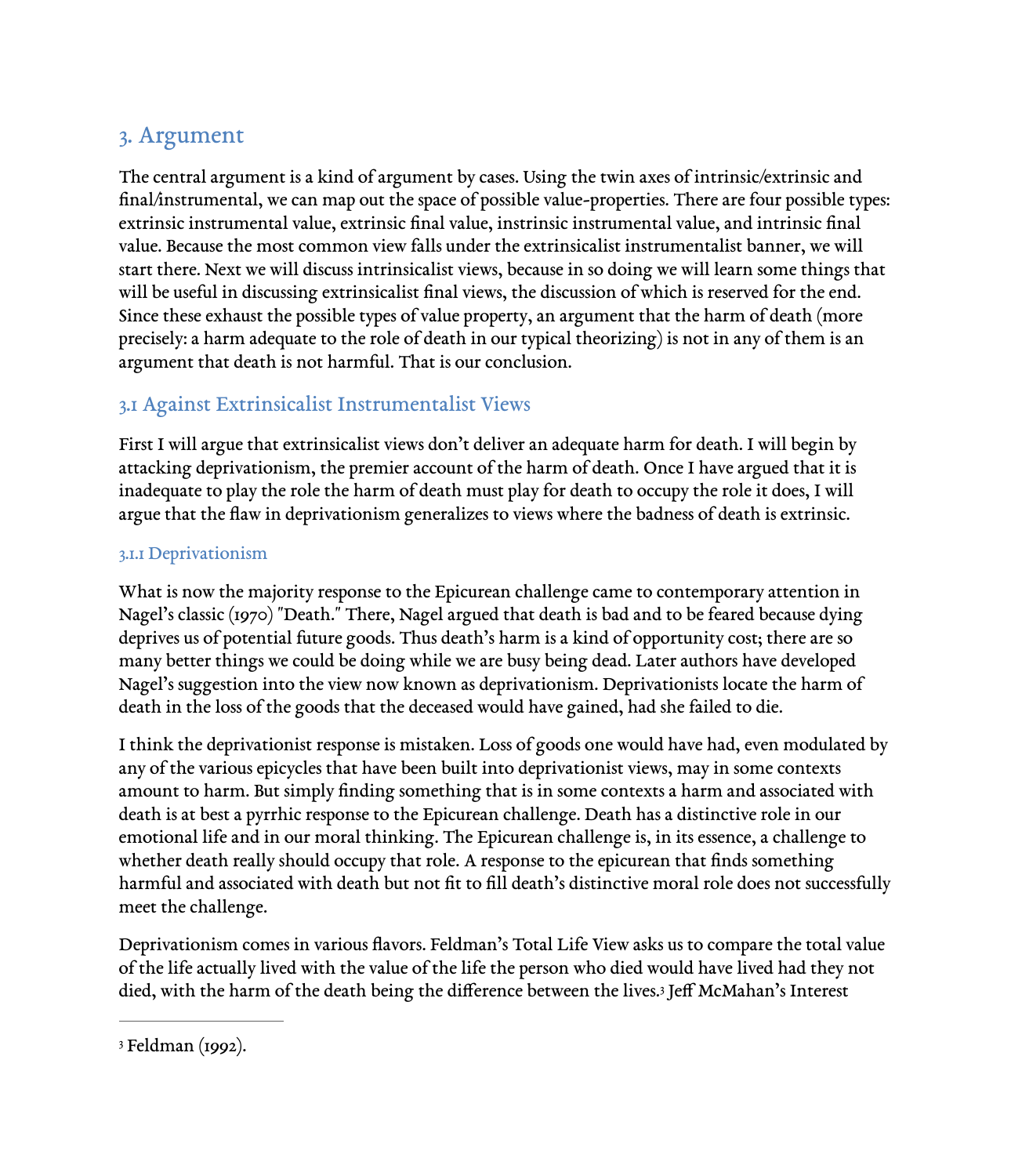## 3. Argument

The central argument is a kind of argument by cases. Using the twin axes of intrinsic/extrinsic and final/instrumental, we can map out the space of possible value-properties. There are four possible types: extrinsic instrumental value, extrinsic final value, instrinsic instrumental value, and intrinsic final value. Because the most common view falls under the extrinsicalist instrumentalist banner, we will start there. Next we will discuss intrinsicalist views, because in so doing we will learn some things that will be useful in discussing extrinsicalist final views, the discussion of which is reserved for the end. Since these exhaust the possible types of value property, an argument that the harm of death (more precisely: a harm adequate to the role of death in our typical theorizing) is not in any of them is an argument that death is not harmful. That is our conclusion.

### 3.1 Against Extrinsicalist Instrumentalist Views

First I will argue that extrinsicalist views don't deliver an adequate harm for death. I will begin by attacking deprivationism, the premier account of the harm of death. Once I have argued that it is inadequate to play the role the harm of death must play for death to occupy the role it does, I will argue that the flaw in deprivationism generalizes to views where the badness of death is extrinsic.

#### 3.1.1 Deprivationism

What is now the majority response to the Epicurean challenge came to contemporary attention in Nagel's classic (1970) "Death." There, Nagel argued that death is bad and to be feared because dying deprives us of potential future goods. Thus death's harm is a kind of opportunity cost; there are so many better things we could be doing while we are busy being dead. Later authors have developed Nagel's suggestion into the view now known as deprivationism. Deprivationists locate the harm of death in the loss of the goods that the deceased would have gained, had she failed to die.

I think the deprivationist response is mistaken. Loss of goods one would have had, even modulated by any of the various epicycles that have been built into deprivationist views, may in some contexts amount to harm. But simply finding something that is in some contexts a harm and associated with death is at best a pyrrhic response to the Epicurean challenge. Death has a distinctive role in our emotional life and in our moral thinking. The Epicurean challenge is, in its essence, a challenge to whether death really should occupy that role. A response to the epicurean that finds something harmful and associated with death but not fit to fill death's distinctive moral role does not successfully meet the challenge.

Deprivationism comes in various flavors. Feldman's Total Life View asks us to compare the total value of the life actually lived with the value of the life the person who died would have lived had they not died, with the harm of the death being the difference between the lives.[3] Jeff McMahan's Interest

---

[3] Feldman (1992).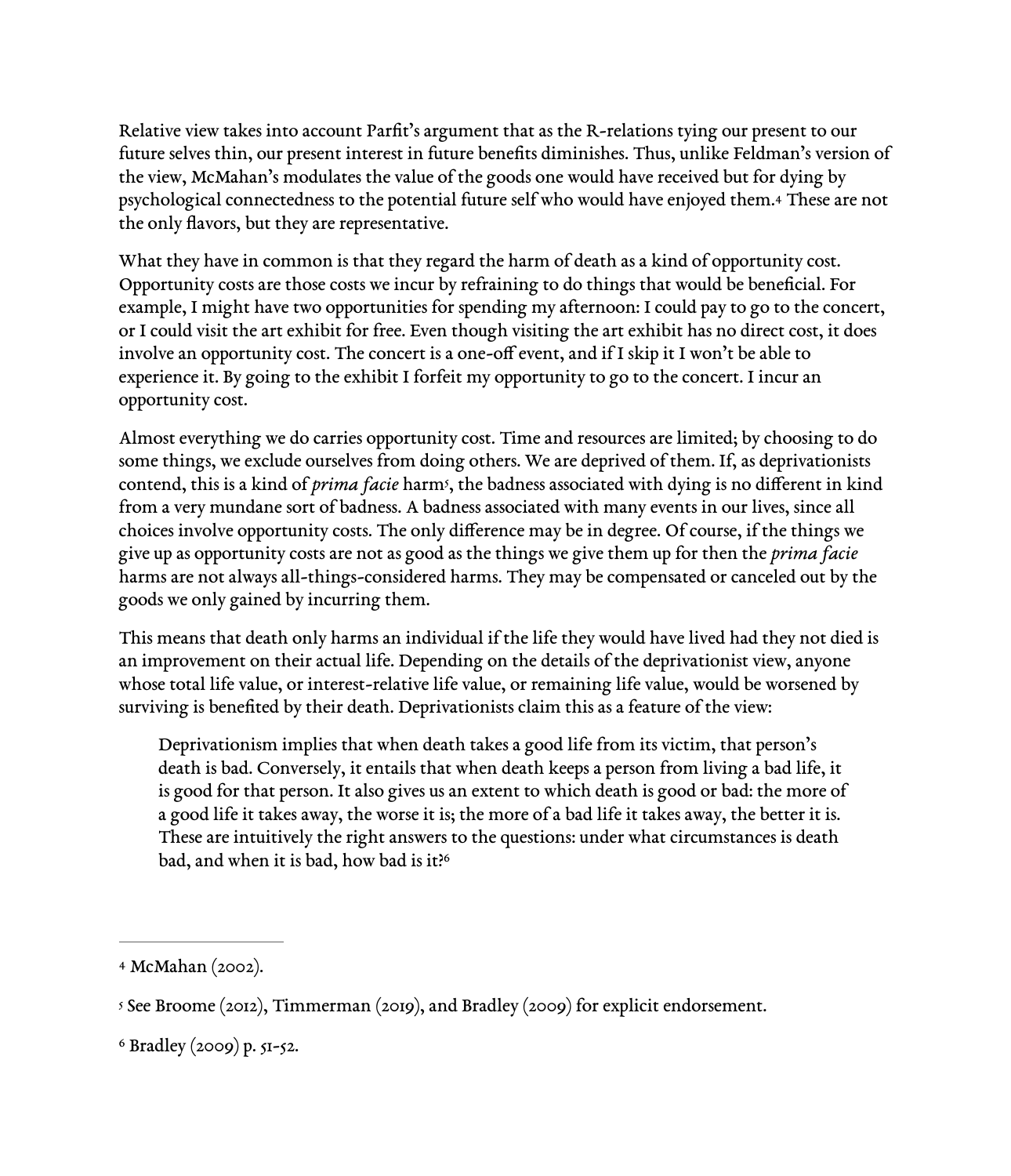Relative view takes into account Parfit's argument that as the R-relations tying our present to our future selves thin, our present interest in future benefits diminishes. Thus, unlike Feldman's version of the view, McMahan's modulates the value of the goods one would have received but for dying by psychological connectedness to the potential future self who would have enjoyed them.[4] These are not the only flavors, but they are representative.

What they have in common is that they regard the harm of death as a kind of opportunity cost. Opportunity costs are those costs we incur by refraining to do things that would be beneficial. For example, I might have two opportunities for spending my afternoon: I could pay to go to the concert, or I could visit the art exhibit for free. Even though visiting the art exhibit has no direct cost, it does involve an opportunity cost. The concert is a one-off event, and if I skip it I won't be able to experience it. By going to the exhibit I forfeit my opportunity to go to the concert. I incur an opportunity cost.

Almost everything we do carries opportunity cost. Time and resources are limited; by choosing to do some things, we exclude ourselves from doing others. We are deprived of them. If, as deprivationists contend, this is a kind of *prima facie* harm[5], the badness associated with dying is no different in kind from a very mundane sort of badness. A badness associated with many events in our lives, since all choices involve opportunity costs. The only difference may be in degree. Of course, if the things we give up as opportunity costs are not as good as the things we give them up for then the *prima facie* harms are not always all-things-considered harms. They may be compensated or canceled out by the goods we only gained by incurring them.

This means that death only harms an individual if the life they would have lived had they not died is an improvement on their actual life. Depending on the details of the deprivationist view, anyone whose total life value, or interest-relative life value, or remaining life value, would be worsened by surviving is benefited by their death. Deprivationists claim this as a feature of the view:

> Deprivationism implies that when death takes a good life from its victim, that person's death is bad. Conversely, it entails that when death keeps a person from living a bad life, it is good for that person. It also gives us an extent to which death is good or bad: the more of a good life it takes away, the worse it is; the more of a bad life it takes away, the better it is. These are intuitively the right answers to the questions: under what circumstances is death bad, and when it is bad, how bad is it?[6]

---

[4] McMahan (2002).

[5] See Broome (2012), Timmerman (2019), and Bradley (2009) for explicit endorsement.

[6] Bradley (2009) p. 51-52.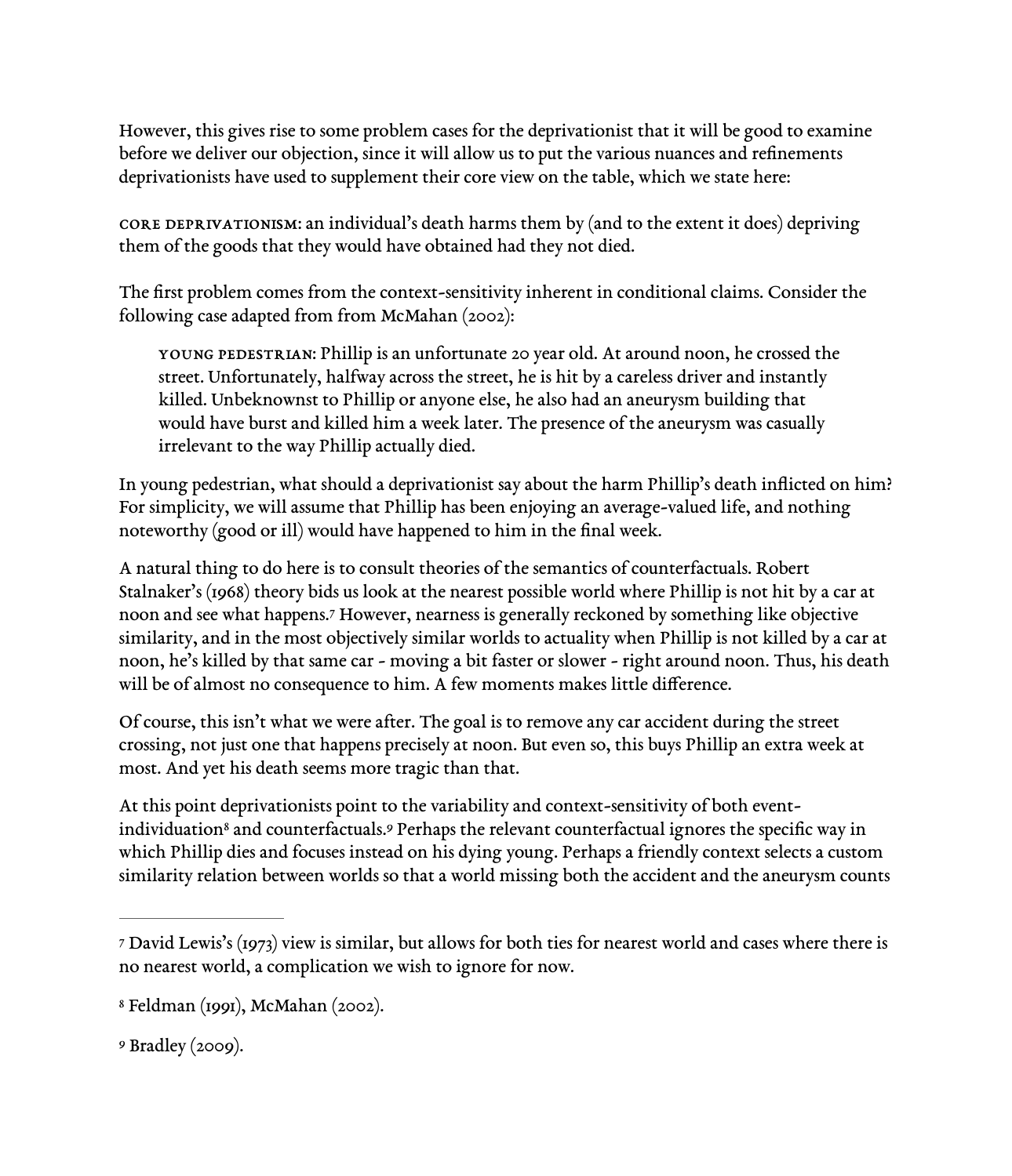However, this gives rise to some problem cases for the deprivationist that it will be good to examine before we deliver our objection, since it will allow us to put the various nuances and refinements deprivationists have used to supplement their core view on the table, which we state here:

CORE DEPRIVATIONISM: an individual's death harms them by (and to the extent it does) depriving them of the goods that they would have obtained had they not died.

The first problem comes from the context-sensitivity inherent in conditional claims. Consider the following case adapted from from McMahan (2002):

> YOUNG PEDESTRIAN: Phillip is an unfortunate 20 year old. At around noon, he crossed the street. Unfortunately, halfway across the street, he is hit by a careless driver and instantly killed. Unbeknownst to Phillip or anyone else, he also had an aneurysm building that would have burst and killed him a week later. The presence of the aneurysm was casually irrelevant to the way Phillip actually died.

In young pedestrian, what should a deprivationist say about the harm Phillip's death inflicted on him? For simplicity, we will assume that Phillip has been enjoying an average-valued life, and nothing noteworthy (good or ill) would have happened to him in the final week.

A natural thing to do here is to consult theories of the semantics of counterfactuals. Robert Stalnaker's (1968) theory bids us look at the nearest possible world where Phillip is not hit by a car at noon and see what happens.[7] However, nearness is generally reckoned by something like objective similarity, and in the most objectively similar worlds to actuality when Phillip is not killed by a car at noon, he's killed by that same car - moving a bit faster or slower - right around noon. Thus, his death will be of almost no consequence to him. A few moments makes little difference.

Of course, this isn't what we were after. The goal is to remove any car accident during the street crossing, not just one that happens precisely at noon. But even so, this buys Phillip an extra week at most. And yet his death seems more tragic than that.

At this point deprivationists point to the variability and context-sensitivity of both event-individuation[8] and counterfactuals.[9] Perhaps the relevant counterfactual ignores the specific way in which Phillip dies and focuses instead on his dying young. Perhaps a friendly context selects a custom similarity relation between worlds so that a world missing both the accident and the aneurysm counts

---

[7] David Lewis's (1973) view is similar, but allows for both ties for nearest world and cases where there is no nearest world, a complication we wish to ignore for now.

[8] Feldman (1991), McMahan (2002).

[9] Bradley (2009).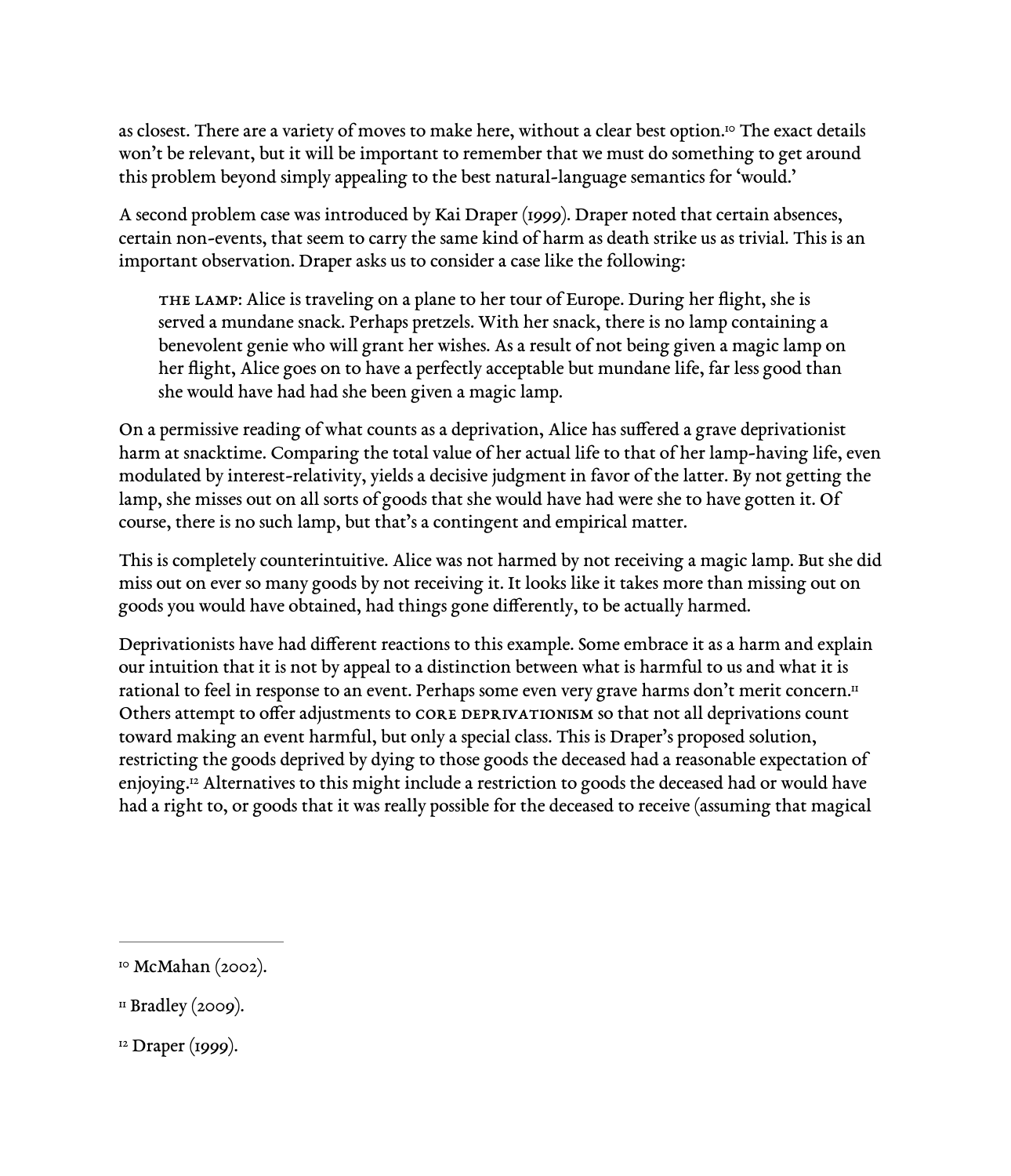as closest. There are a variety of moves to make here, without a clear best option.[10] The exact details won't be relevant, but it will be important to remember that we must do something to get around this problem beyond simply appealing to the best natural-language semantics for 'would.'

A second problem case was introduced by Kai Draper (1999). Draper noted that certain absences, certain non-events, that seem to carry the same kind of harm as death strike us as trivial. This is an important observation. Draper asks us to consider a case like the following:

> THE LAMP: Alice is traveling on a plane to her tour of Europe. During her flight, she is served a mundane snack. Perhaps pretzels. With her snack, there is no lamp containing a benevolent genie who will grant her wishes. As a result of not being given a magic lamp on her flight, Alice goes on to have a perfectly acceptable but mundane life, far less good than she would have had had she been given a magic lamp.

On a permissive reading of what counts as a deprivation, Alice has suffered a grave deprivationist harm at snacktime. Comparing the total value of her actual life to that of her lamp-having life, even modulated by interest-relativity, yields a decisive judgment in favor of the latter. By not getting the lamp, she misses out on all sorts of goods that she would have had were she to have gotten it. Of course, there is no such lamp, but that's a contingent and empirical matter.

This is completely counterintuitive. Alice was not harmed by not receiving a magic lamp. But she did miss out on ever so many goods by not receiving it. It looks like it takes more than missing out on goods you would have obtained, had things gone differently, to be actually harmed.

Deprivationists have had different reactions to this example. Some embrace it as a harm and explain our intuition that it is not by appeal to a distinction between what is harmful to us and what it is rational to feel in response to an event. Perhaps some even very grave harms don't merit concern.[11] Others attempt to offer adjustments to CORE DEPRIVATIONISM so that not all deprivations count toward making an event harmful, but only a special class. This is Draper's proposed solution, restricting the goods deprived by dying to those goods the deceased had a reasonable expectation of enjoying.[12] Alternatives to this might include a restriction to goods the deceased had or would have had a right to, or goods that it was really possible for the deceased to receive (assuming that magical

---

[10] McMahan (2002).

[11] Bradley (2009).

[12] Draper (1999).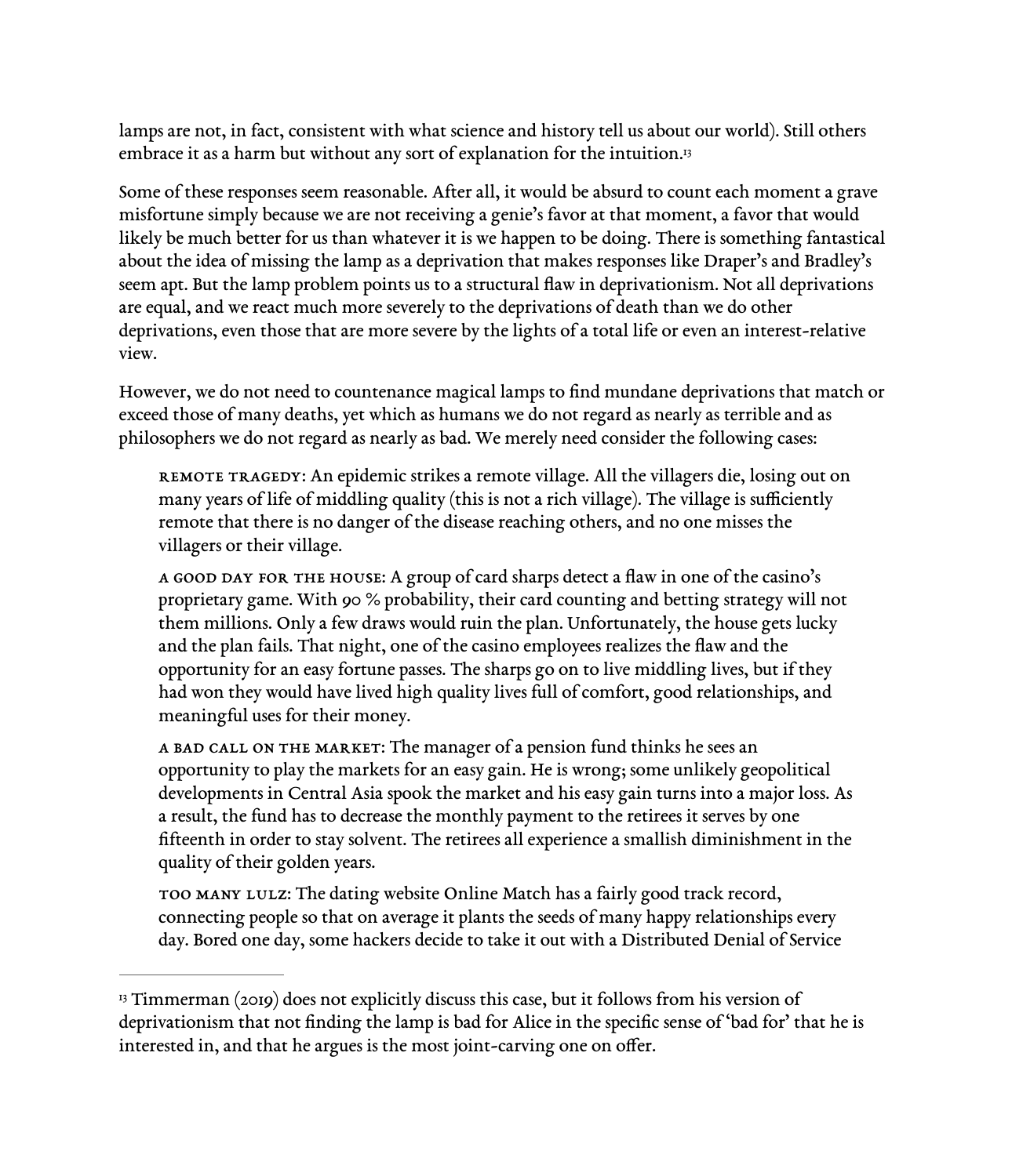lamps are not, in fact, consistent with what science and history tell us about our world). Still others embrace it as a harm but without any sort of explanation for the intuition.[13]

Some of these responses seem reasonable. After all, it would be absurd to count each moment a grave misfortune simply because we are not receiving a genie's favor at that moment, a favor that would likely be much better for us than whatever it is we happen to be doing. There is something fantastical about the idea of missing the lamp as a deprivation that makes responses like Draper's and Bradley's seem apt. But the lamp problem points us to a structural flaw in deprivationism. Not all deprivations are equal, and we react much more severely to the deprivations of death than we do other deprivations, even those that are more severe by the lights of a total life or even an interest-relative view.

However, we do not need to countenance magical lamps to find mundane deprivations that match or exceed those of many deaths, yet which as humans we do not regard as nearly as terrible and as philosophers we do not regard as nearly as bad. We merely need consider the following cases:

> REMOTE TRAGEDY: An epidemic strikes a remote village. All the villagers die, losing out on many years of life of middling quality (this is not a rich village). The village is sufficiently remote that there is no danger of the disease reaching others, and no one misses the villagers or their village.
>
> A GOOD DAY FOR THE HOUSE: A group of card sharps detect a flaw in one of the casino's proprietary game. With 90 % probability, their card counting and betting strategy will not them millions. Only a few draws would ruin the plan. Unfortunately, the house gets lucky and the plan fails. That night, one of the casino employees realizes the flaw and the opportunity for an easy fortune passes. The sharps go on to live middling lives, but if they had won they would have lived high quality lives full of comfort, good relationships, and meaningful uses for their money.
>
> A BAD CALL ON THE MARKET: The manager of a pension fund thinks he sees an opportunity to play the markets for an easy gain. He is wrong; some unlikely geopolitical developments in Central Asia spook the market and his easy gain turns into a major loss. As a result, the fund has to decrease the monthly payment to the retirees it serves by one fifteenth in order to stay solvent. The retirees all experience a smallish diminishment in the quality of their golden years.
>
> TOO MANY LULZ: The dating website Online Match has a fairly good track record, connecting people so that on average it plants the seeds of many happy relationships every day. Bored one day, some hackers decide to take it out with a Distributed Denial of Service

[13] Timmerman (2019) does not explicitly discuss this case, but it follows from his version of deprivationism that not finding the lamp is bad for Alice in the specific sense of 'bad for' that he is interested in, and that he argues is the most joint-carving one on offer.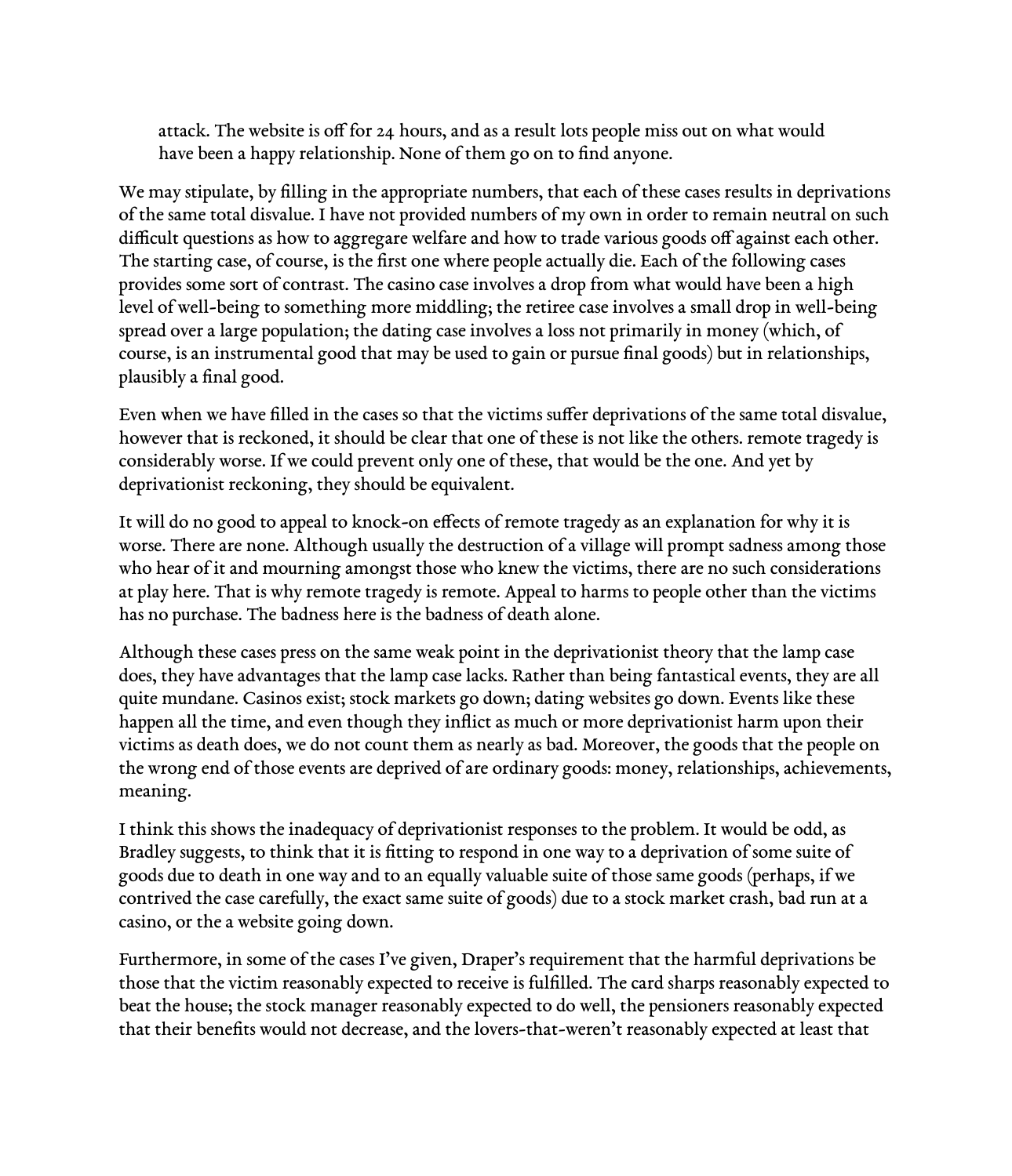attack. The website is off for 24 hours, and as a result lots people miss out on what would have been a happy relationship. None of them go on to find anyone.

We may stipulate, by filling in the appropriate numbers, that each of these cases results in deprivations of the same total disvalue. I have not provided numbers of my own in order to remain neutral on such difficult questions as how to aggregare welfare and how to trade various goods off against each other. The starting case, of course, is the first one where people actually die. Each of the following cases provides some sort of contrast. The casino case involves a drop from what would have been a high level of well-being to something more middling; the retiree case involves a small drop in well-being spread over a large population; the dating case involves a loss not primarily in money (which, of course, is an instrumental good that may be used to gain or pursue final goods) but in relationships, plausibly a final good.

Even when we have filled in the cases so that the victims suffer deprivations of the same total disvalue, however that is reckoned, it should be clear that one of these is not like the others. remote tragedy is considerably worse. If we could prevent only one of these, that would be the one. And yet by deprivationist reckoning, they should be equivalent.

It will do no good to appeal to knock-on effects of remote tragedy as an explanation for why it is worse. There are none. Although usually the destruction of a village will prompt sadness among those who hear of it and mourning amongst those who knew the victims, there are no such considerations at play here. That is why remote tragedy is remote. Appeal to harms to people other than the victims has no purchase. The badness here is the badness of death alone.

Although these cases press on the same weak point in the deprivationist theory that the lamp case does, they have advantages that the lamp case lacks. Rather than being fantastical events, they are all quite mundane. Casinos exist; stock markets go down; dating websites go down. Events like these happen all the time, and even though they inflict as much or more deprivationist harm upon their victims as death does, we do not count them as nearly as bad. Moreover, the goods that the people on the wrong end of those events are deprived of are ordinary goods: money, relationships, achievements, meaning.

I think this shows the inadequacy of deprivationist responses to the problem. It would be odd, as Bradley suggests, to think that it is fitting to respond in one way to a deprivation of some suite of goods due to death in one way and to an equally valuable suite of those same goods (perhaps, if we contrived the case carefully, the exact same suite of goods) due to a stock market crash, bad run at a casino, or the a website going down.

Furthermore, in some of the cases I've given, Draper's requirement that the harmful deprivations be those that the victim reasonably expected to receive is fulfilled. The card sharps reasonably expected to beat the house; the stock manager reasonably expected to do well, the pensioners reasonably expected that their benefits would not decrease, and the lovers-that-weren't reasonably expected at least that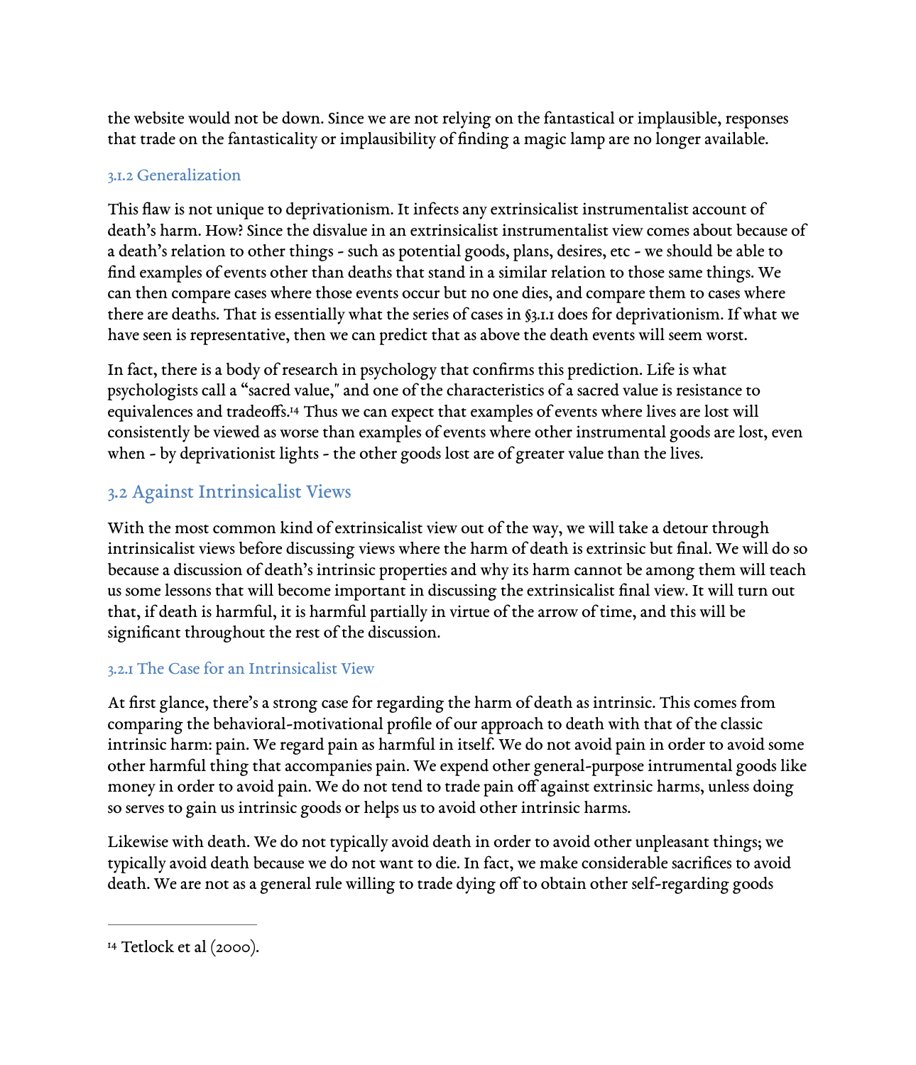the website would not be down. Since we are not relying on the fantastical or implausible, responses that trade on the fantasticality or implausibility of finding a magic lamp are no longer available.

### 3.1.2 Generalization

This flaw is not unique to deprivationism. It infects any extrinsicalist instrumentalist account of death's harm. How? Since the disvalue in an extrinsicalist instrumentalist view comes about because of a death's relation to other things - such as potential goods, plans, desires, etc - we should be able to find examples of events other than deaths that stand in a similar relation to those same things. We can then compare cases where those events occur but no one dies, and compare them to cases where there are deaths. That is essentially what the series of cases in §3.1.1 does for deprivationism. If what we have seen is representative, then we can predict that as above the death events will seem worst.

In fact, there is a body of research in psychology that confirms this prediction. Life is what psychologists call a "sacred value," and one of the characteristics of a sacred value is resistance to equivalences and tradeoffs.[14] Thus we can expect that examples of events where lives are lost will consistently be viewed as worse than examples of events where other instrumental goods are lost, even when - by deprivationist lights - the other goods lost are of greater value than the lives.

## 3.2 Against Intrinsicalist Views

With the most common kind of extrinsicalist view out of the way, we will take a detour through intrinsicalist views before discussing views where the harm of death is extrinsic but final. We will do so because a discussion of death's intrinsic properties and why its harm cannot be among them will teach us some lessons that will become important in discussing the extrinsicalist final view. It will turn out that, if death is harmful, it is harmful partially in virtue of the arrow of time, and this will be significant throughout the rest of the discussion.

### 3.2.1 The Case for an Intrinsicalist View

At first glance, there's a strong case for regarding the harm of death as intrinsic. This comes from comparing the behavioral-motivational profile of our approach to death with that of the classic intrinsic harm: pain. We regard pain as harmful in itself. We do not avoid pain in order to avoid some other harmful thing that accompanies pain. We expend other general-purpose intrumental goods like money in order to avoid pain. We do not tend to trade pain off against extrinsic harms, unless doing so serves to gain us intrinsic goods or helps us to avoid other intrinsic harms.

Likewise with death. We do not typically avoid death in order to avoid other unpleasant things; we typically avoid death because we do not want to die. In fact, we make considerable sacrifices to avoid death. We are not as a general rule willing to trade dying off to obtain other self-regarding goods

---

[14] Tetlock et al (2000).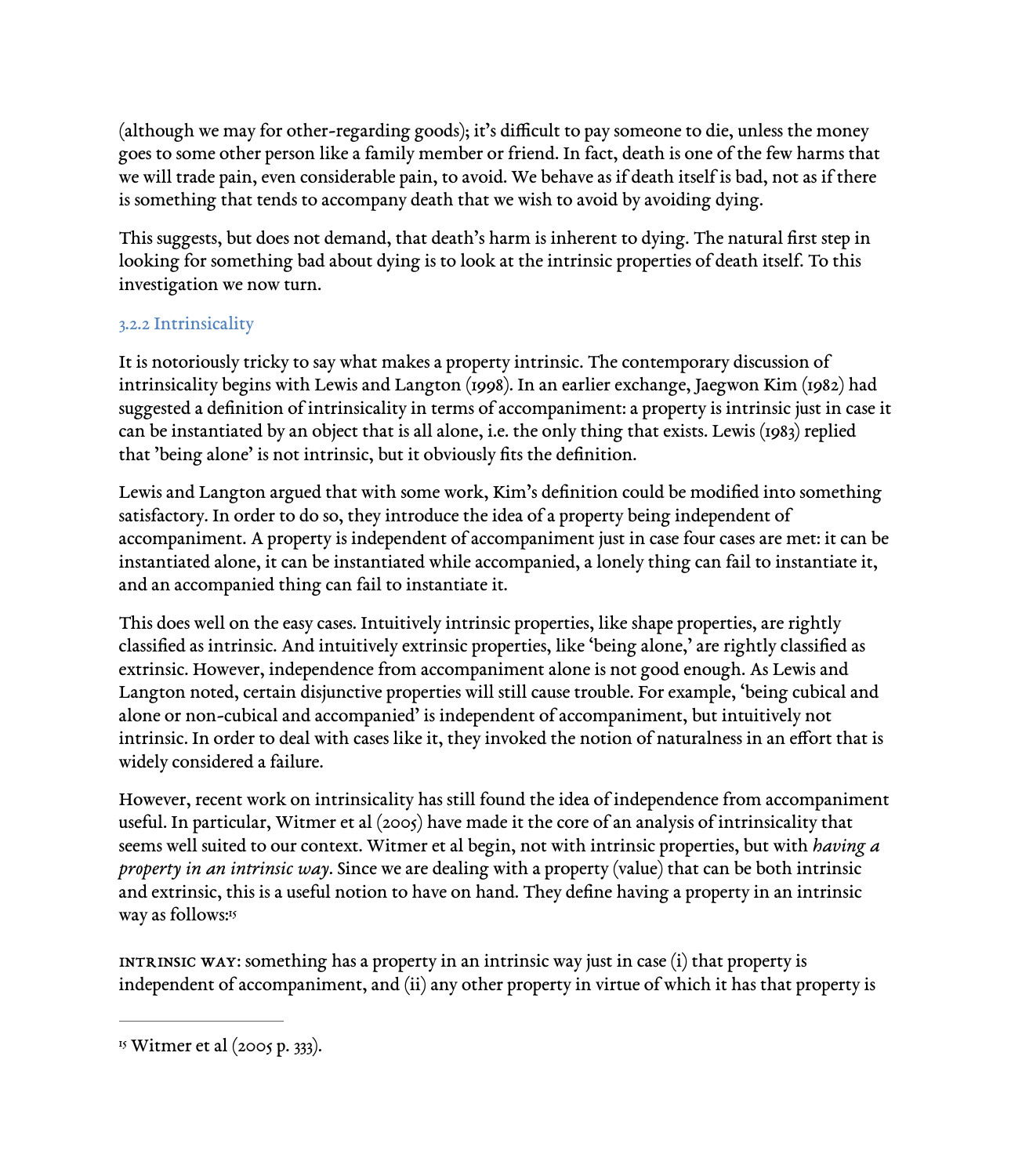(although we may for other-regarding goods); it's difficult to pay someone to die, unless the money goes to some other person like a family member or friend. In fact, death is one of the few harms that we will trade pain, even considerable pain, to avoid. We behave as if death itself is bad, not as if there is something that tends to accompany death that we wish to avoid by avoiding dying.

This suggests, but does not demand, that death's harm is inherent to dying. The natural first step in looking for something bad about dying is to look at the intrinsic properties of death itself. To this investigation we now turn.

### 3.2.2 Intrinsicality

It is notoriously tricky to say what makes a property intrinsic. The contemporary discussion of intrinsicality begins with Lewis and Langton (1998). In an earlier exchange, Jaegwon Kim (1982) had suggested a definition of intrinsicality in terms of accompaniment: a property is intrinsic just in case it can be instantiated by an object that is all alone, i.e. the only thing that exists. Lewis (1983) replied that 'being alone' is not intrinsic, but it obviously fits the definition.

Lewis and Langton argued that with some work, Kim's definition could be modified into something satisfactory. In order to do so, they introduce the idea of a property being independent of accompaniment. A property is independent of accompaniment just in case four cases are met: it can be instantiated alone, it can be instantiated while accompanied, a lonely thing can fail to instantiate it, and an accompanied thing can fail to instantiate it.

This does well on the easy cases. Intuitively intrinsic properties, like shape properties, are rightly classified as intrinsic. And intuitively extrinsic properties, like 'being alone,' are rightly classified as extrinsic. However, independence from accompaniment alone is not good enough. As Lewis and Langton noted, certain disjunctive properties will still cause trouble. For example, 'being cubical and alone or non-cubical and accompanied' is independent of accompaniment, but intuitively not intrinsic. In order to deal with cases like it, they invoked the notion of naturalness in an effort that is widely considered a failure.

However, recent work on intrinsicality has still found the idea of independence from accompaniment useful. In particular, Witmer et al (2005) have made it the core of an analysis of intrinsicality that seems well suited to our context. Witmer et al begin, not with intrinsic properties, but with *having a property in an intrinsic way*. Since we are dealing with a property (value) that can be both intrinsic and extrinsic, this is a useful notion to have on hand. They define having a property in an intrinsic way as follows:[15]

**INTRINSIC WAY**: something has a property in an intrinsic way just in case (i) that property is independent of accompaniment, and (ii) any other property in virtue of which it has that property is

[15] Witmer et al (2005 p. 333).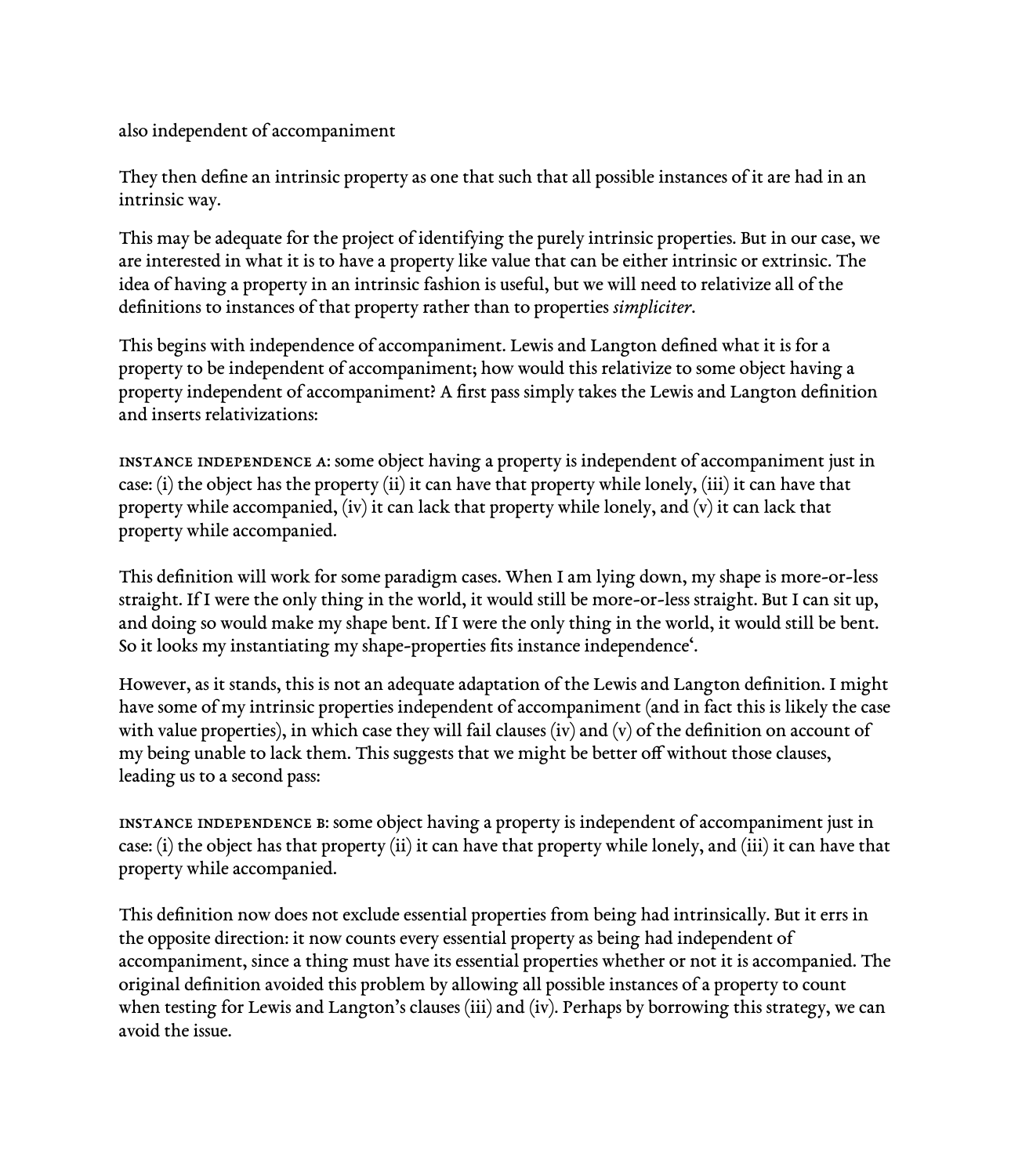also independent of accompaniment

They then define an intrinsic property as one that such that all possible instances of it are had in an intrinsic way.

This may be adequate for the project of identifying the purely intrinsic properties. But in our case, we are interested in what it is to have a property like value that can be either intrinsic or extrinsic. The idea of having a property in an intrinsic fashion is useful, but we will need to relativize all of the definitions to instances of that property rather than to properties *simpliciter*.

This begins with independence of accompaniment. Lewis and Langton defined what it is for a property to be independent of accompaniment; how would this relativize to some object having a property independent of accompaniment? A first pass simply takes the Lewis and Langton definition and inserts relativizations:

INSTANCE INDEPENDENCE A: some object having a property is independent of accompaniment just in case: (i) the object has the property (ii) it can have that property while lonely, (iii) it can have that property while accompanied, (iv) it can lack that property while lonely, and (v) it can lack that property while accompanied.

This definition will work for some paradigm cases. When I am lying down, my shape is more-or-less straight. If I were the only thing in the world, it would still be more-or-less straight. But I can sit up, and doing so would make my shape bent. If I were the only thing in the world, it would still be bent. So it looks my instantiating my shape-properties fits instance independence'.

However, as it stands, this is not an adequate adaptation of the Lewis and Langton definition. I might have some of my intrinsic properties independent of accompaniment (and in fact this is likely the case with value properties), in which case they will fail clauses (iv) and (v) of the definition on account of my being unable to lack them. This suggests that we might be better off without those clauses, leading us to a second pass:

INSTANCE INDEPENDENCE B: some object having a property is independent of accompaniment just in case: (i) the object has that property (ii) it can have that property while lonely, and (iii) it can have that property while accompanied.

This definition now does not exclude essential properties from being had intrinsically. But it errs in the opposite direction: it now counts every essential property as being had independent of accompaniment, since a thing must have its essential properties whether or not it is accompanied. The original definition avoided this problem by allowing all possible instances of a property to count when testing for Lewis and Langton's clauses (iii) and (iv). Perhaps by borrowing this strategy, we can avoid the issue.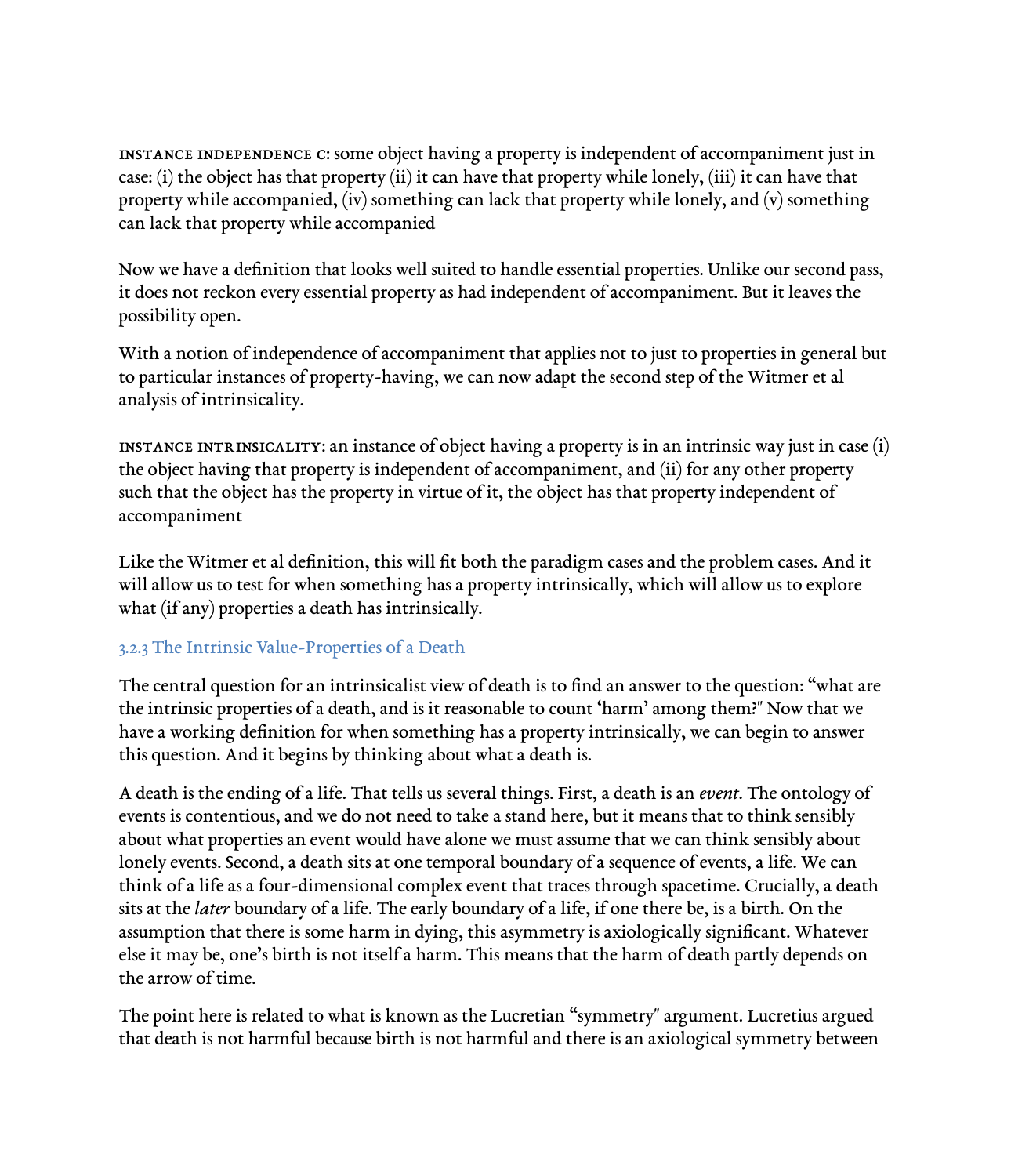INSTANCE INDEPENDENCE C: some object having a property is independent of accompaniment just in case: (i) the object has that property (ii) it can have that property while lonely, (iii) it can have that property while accompanied, (iv) something can lack that property while lonely, and (v) something can lack that property while accompanied

Now we have a definition that looks well suited to handle essential properties. Unlike our second pass, it does not reckon every essential property as had independent of accompaniment. But it leaves the possibility open.

With a notion of independence of accompaniment that applies not to just to properties in general but to particular instances of property-having, we can now adapt the second step of the Witmer et al analysis of intrinsicality.

INSTANCE INTRINSICALITY: an instance of object having a property is in an intrinsic way just in case (i) the object having that property is independent of accompaniment, and (ii) for any other property such that the object has the property in virtue of it, the object has that property independent of accompaniment

Like the Witmer et al definition, this will fit both the paradigm cases and the problem cases. And it will allow us to test for when something has a property intrinsically, which will allow us to explore what (if any) properties a death has intrinsically.

### 3.2.3 The Intrinsic Value-Properties of a Death

The central question for an intrinsicalist view of death is to find an answer to the question: "what are the intrinsic properties of a death, and is it reasonable to count 'harm' among them?" Now that we have a working definition for when something has a property intrinsically, we can begin to answer this question. And it begins by thinking about what a death is.

A death is the ending of a life. That tells us several things. First, a death is an *event*. The ontology of events is contentious, and we do not need to take a stand here, but it means that to think sensibly about what properties an event would have alone we must assume that we can think sensibly about lonely events. Second, a death sits at one temporal boundary of a sequence of events, a life. We can think of a life as a four-dimensional complex event that traces through spacetime. Crucially, a death sits at the *later* boundary of a life. The early boundary of a life, if one there be, is a birth. On the assumption that there is some harm in dying, this asymmetry is axiologically significant. Whatever else it may be, one's birth is not itself a harm. This means that the harm of death partly depends on the arrow of time.

The point here is related to what is known as the Lucretian "symmetry" argument. Lucretius argued that death is not harmful because birth is not harmful and there is an axiological symmetry between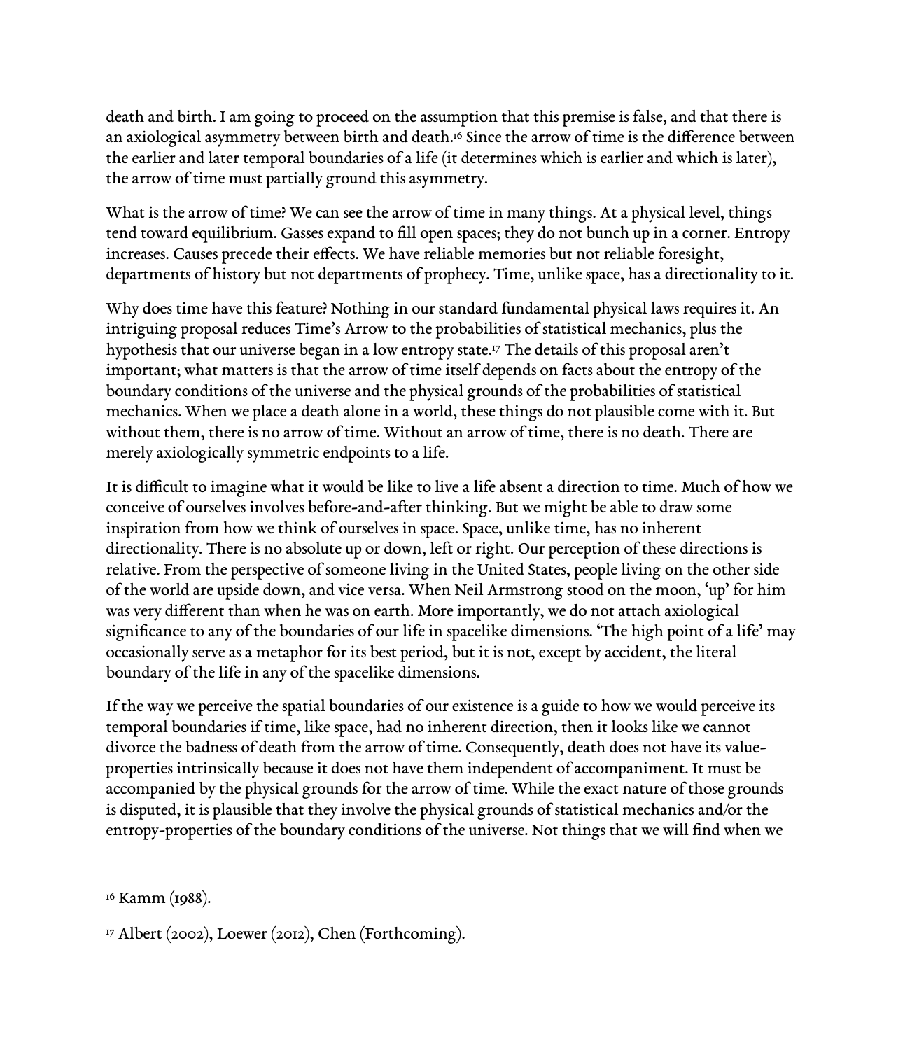death and birth. I am going to proceed on the assumption that this premise is false, and that there is an axiological asymmetry between birth and death.[16] Since the arrow of time is the difference between the earlier and later temporal boundaries of a life (it determines which is earlier and which is later), the arrow of time must partially ground this asymmetry.

What is the arrow of time? We can see the arrow of time in many things. At a physical level, things tend toward equilibrium. Gasses expand to fill open spaces; they do not bunch up in a corner. Entropy increases. Causes precede their effects. We have reliable memories but not reliable foresight, departments of history but not departments of prophecy. Time, unlike space, has a directionality to it.

Why does time have this feature? Nothing in our standard fundamental physical laws requires it. An intriguing proposal reduces Time's Arrow to the probabilities of statistical mechanics, plus the hypothesis that our universe began in a low entropy state.[17] The details of this proposal aren't important; what matters is that the arrow of time itself depends on facts about the entropy of the boundary conditions of the universe and the physical grounds of the probabilities of statistical mechanics. When we place a death alone in a world, these things do not plausible come with it. But without them, there is no arrow of time. Without an arrow of time, there is no death. There are merely axiologically symmetric endpoints to a life.

It is difficult to imagine what it would be like to live a life absent a direction to time. Much of how we conceive of ourselves involves before-and-after thinking. But we might be able to draw some inspiration from how we think of ourselves in space. Space, unlike time, has no inherent directionality. There is no absolute up or down, left or right. Our perception of these directions is relative. From the perspective of someone living in the United States, people living on the other side of the world are upside down, and vice versa. When Neil Armstrong stood on the moon, 'up' for him was very different than when he was on earth. More importantly, we do not attach axiological significance to any of the boundaries of our life in spacelike dimensions. 'The high point of a life' may occasionally serve as a metaphor for its best period, but it is not, except by accident, the literal boundary of the life in any of the spacelike dimensions.

If the way we perceive the spatial boundaries of our existence is a guide to how we would perceive its temporal boundaries if time, like space, had no inherent direction, then it looks like we cannot divorce the badness of death from the arrow of time. Consequently, death does not have its value-properties intrinsically because it does not have them independent of accompaniment. It must be accompanied by the physical grounds for the arrow of time. While the exact nature of those grounds is disputed, it is plausible that they involve the physical grounds of statistical mechanics and/or the entropy-properties of the boundary conditions of the universe. Not things that we will find when we

---

[16] Kamm (1988).

[17] Albert (2002), Loewer (2012), Chen (Forthcoming).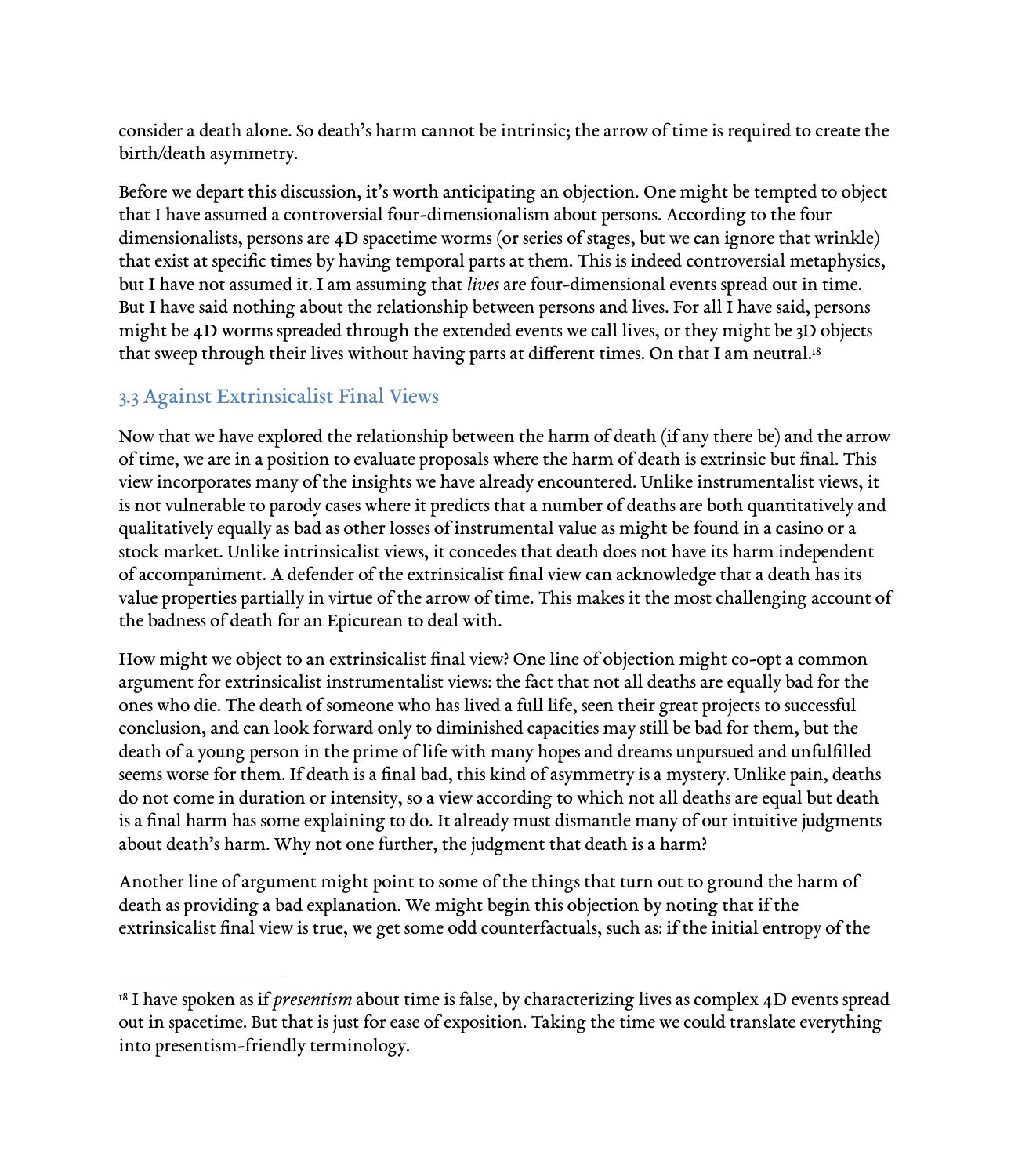consider a death alone. So death's harm cannot be intrinsic; the arrow of time is required to create the birth/death asymmetry.

Before we depart this discussion, it's worth anticipating an objection. One might be tempted to object that I have assumed a controversial four-dimensionalism about persons. According to the four dimensionalists, persons are 4D spacetime worms (or series of stages, but we can ignore that wrinkle) that exist at specific times by having temporal parts at them. This is indeed controversial metaphysics, but I have not assumed it. I am assuming that *lives* are four-dimensional events spread out in time. But I have said nothing about the relationship between persons and lives. For all I have said, persons might be 4D worms spreaded through the extended events we call lives, or they might be 3D objects that sweep through their lives without having parts at different times. On that I am neutral.[18]

## 3.3 Against Extrinsicalist Final Views

Now that we have explored the relationship between the harm of death (if any there be) and the arrow of time, we are in a position to evaluate proposals where the harm of death is extrinsic but final. This view incorporates many of the insights we have already encountered. Unlike instrumentalist views, it is not vulnerable to parody cases where it predicts that a number of deaths are both quantitatively and qualitatively equally as bad as other losses of instrumental value as might be found in a casino or a stock market. Unlike intrinsicalist views, it concedes that death does not have its harm independent of accompaniment. A defender of the extrinsicalist final view can acknowledge that a death has its value properties partially in virtue of the arrow of time. This makes it the most challenging account of the badness of death for an Epicurean to deal with.

How might we object to an extrinsicalist final view? One line of objection might co-opt a common argument for extrinsicalist instrumentalist views: the fact that not all deaths are equally bad for the ones who die. The death of someone who has lived a full life, seen their great projects to successful conclusion, and can look forward only to diminished capacities may still be bad for them, but the death of a young person in the prime of life with many hopes and dreams unpursued and unfulfilled seems worse for them. If death is a final bad, this kind of asymmetry is a mystery. Unlike pain, deaths do not come in duration or intensity, so a view according to which not all deaths are equal but death is a final harm has some explaining to do. It already must dismantle many of our intuitive judgments about death's harm. Why not one further, the judgment that death is a harm?

Another line of argument might point to some of the things that turn out to ground the harm of death as providing a bad explanation. We might begin this objection by noting that if the extrinsicalist final view is true, we get some odd counterfactuals, such as: if the initial entropy of the

---

[18] I have spoken as if *presentism* about time is false, by characterizing lives as complex 4D events spread out in spacetime. But that is just for ease of exposition. Taking the time we could translate everything into presentism-friendly terminology.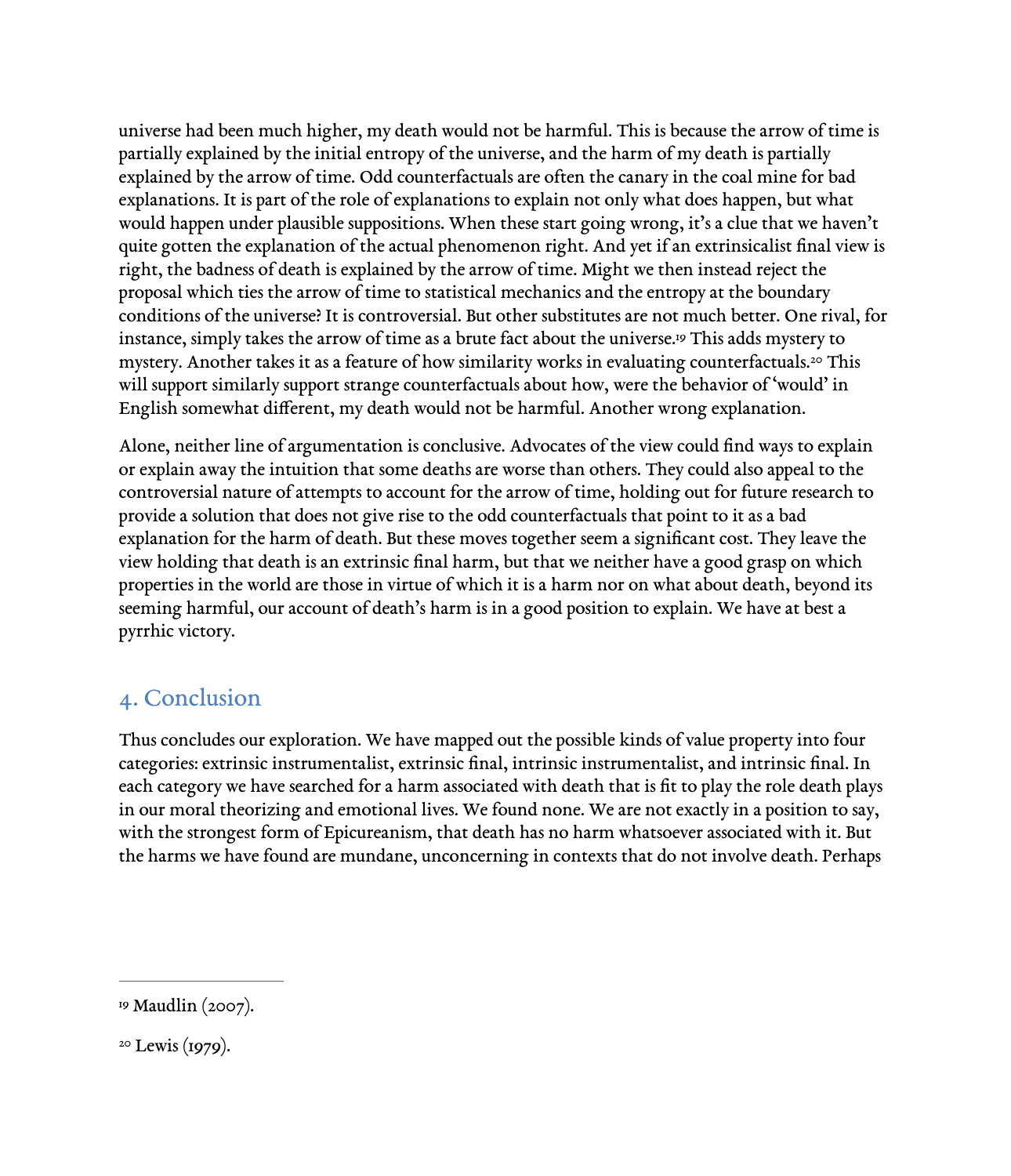universe had been much higher, my death would not be harmful. This is because the arrow of time is partially explained by the initial entropy of the universe, and the harm of my death is partially explained by the arrow of time. Odd counterfactuals are often the canary in the coal mine for bad explanations. It is part of the role of explanations to explain not only what does happen, but what would happen under plausible suppositions. When these start going wrong, it's a clue that we haven't quite gotten the explanation of the actual phenomenon right. And yet if an extrinsicalist final view is right, the badness of death is explained by the arrow of time. Might we then instead reject the proposal which ties the arrow of time to statistical mechanics and the entropy at the boundary conditions of the universe? It is controversial. But other substitutes are not much better. One rival, for instance, simply takes the arrow of time as a brute fact about the universe.[19] This adds mystery to mystery. Another takes it as a feature of how similarity works in evaluating counterfactuals.[20] This will support similarly support strange counterfactuals about how, were the behavior of 'would' in English somewhat different, my death would not be harmful. Another wrong explanation.

Alone, neither line of argumentation is conclusive. Advocates of the view could find ways to explain or explain away the intuition that some deaths are worse than others. They could also appeal to the controversial nature of attempts to account for the arrow of time, holding out for future research to provide a solution that does not give rise to the odd counterfactuals that point to it as a bad explanation for the harm of death. But these moves together seem a significant cost. They leave the view holding that death is an extrinsic final harm, but that we neither have a good grasp on which properties in the world are those in virtue of which it is a harm nor on what about death, beyond its seeming harmful, our account of death's harm is in a good position to explain. We have at best a pyrrhic victory.

## 4. Conclusion

Thus concludes our exploration. We have mapped out the possible kinds of value property into four categories: extrinsic instrumentalist, extrinsic final, intrinsic instrumentalist, and intrinsic final. In each category we have searched for a harm associated with death that is fit to play the role death plays in our moral theorizing and emotional lives. We found none. We are not exactly in a position to say, with the strongest form of Epicureanism, that death has no harm whatsoever associated with it. But the harms we have found are mundane, unconcerning in contexts that do not involve death. Perhaps

---

[19] Maudlin (2007).

[20] Lewis (1979).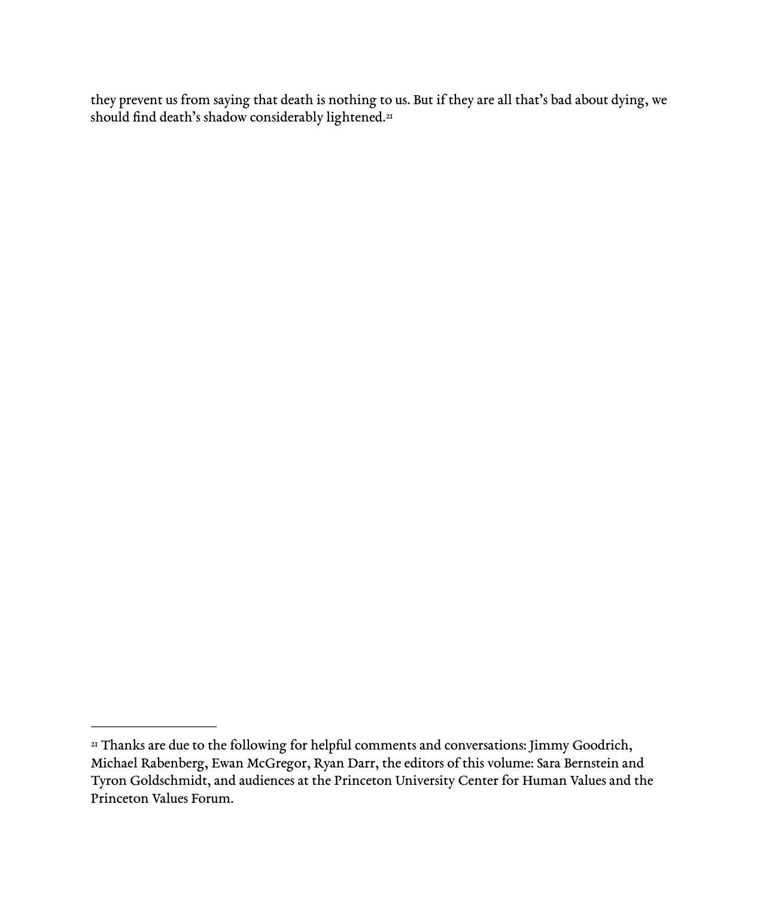they prevent us from saying that death is nothing to us. But if they are all that's bad about dying, we should find death's shadow considerably lightened.[21]

---

[21] Thanks are due to the following for helpful comments and conversations: Jimmy Goodrich, Michael Rabenberg, Ewan McGregor, Ryan Darr, the editors of this volume: Sara Bernstein and Tyron Goldschmidt, and audiences at the Princeton University Center for Human Values and the Princeton Values Forum.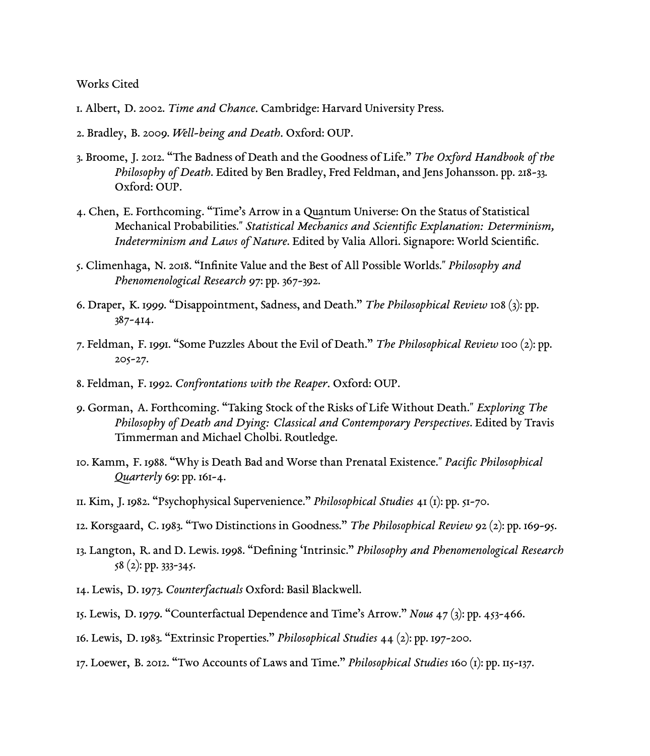Works Cited

1. Albert, D. 2002. *Time and Chance*. Cambridge: Harvard University Press.

2. Bradley, B. 2009. *Well-being and Death*. Oxford: OUP.

3. Broome, J. 2012. "The Badness of Death and the Goodness of Life." *The Oxford Handbook of the Philosophy of Death.* Edited by Ben Bradley, Fred Feldman, and Jens Johansson. pp. 218-33. Oxford: OUP.

4. Chen, E. Forthcoming. "Time's Arrow in a Quantum Universe: On the Status of Statistical Mechanical Probabilities." *Statistical Mechanics and Scientific Explanation: Determinism, Indeterminism and Laws of Nature*. Edited by Valia Allori. Signapore: World Scientific.

5. Climenhaga, N. 2018. "Infinite Value and the Best of All Possible Worlds." *Philosophy and Phenomenological Research* 97: pp. 367-392.

6. Draper, K. 1999. "Disappointment, Sadness, and Death." *The Philosophical Review* 108 (3): pp. 387-414.

7. Feldman, F. 1991. "Some Puzzles About the Evil of Death." *The Philosophical Review* 100 (2): pp. 205-27.

8. Feldman, F. 1992. *Confrontations with the Reaper*. Oxford: OUP.

9. Gorman, A. Forthcoming. "Taking Stock of the Risks of Life Without Death." *Exploring The Philosophy of Death and Dying: Classical and Contemporary Perspectives*. Edited by Travis Timmerman and Michael Cholbi. Routledge.

10. Kamm, F. 1988. "Why is Death Bad and Worse than Prenatal Existence." *Pacific Philosophical Quarterly* 69: pp. 161-4.

11. Kim, J. 1982. "Psychophysical Supervenience." *Philosophical Studies* 41 (1): pp. 51-70.

12. Korsgaard, C. 1983. "Two Distinctions in Goodness." *The Philosophical Review* 92 (2): pp. 169-95.

13. Langton, R. and D. Lewis. 1998. "Defining 'Intrinsic." *Philosophy and Phenomenological Research* 58 (2): pp. 333-345.

14. Lewis, D. 1973. *Counterfactuals* Oxford: Basil Blackwell.

15. Lewis, D. 1979. "Counterfactual Dependence and Time's Arrow." *Nous* 47 (3): pp. 453-466.

16. Lewis, D. 1983. "Extrinsic Properties." *Philosophical Studies* 44 (2): pp. 197-200.

17. Loewer, B. 2012. "Two Accounts of Laws and Time." *Philosophical Studies* 160 (1): pp. 115-137.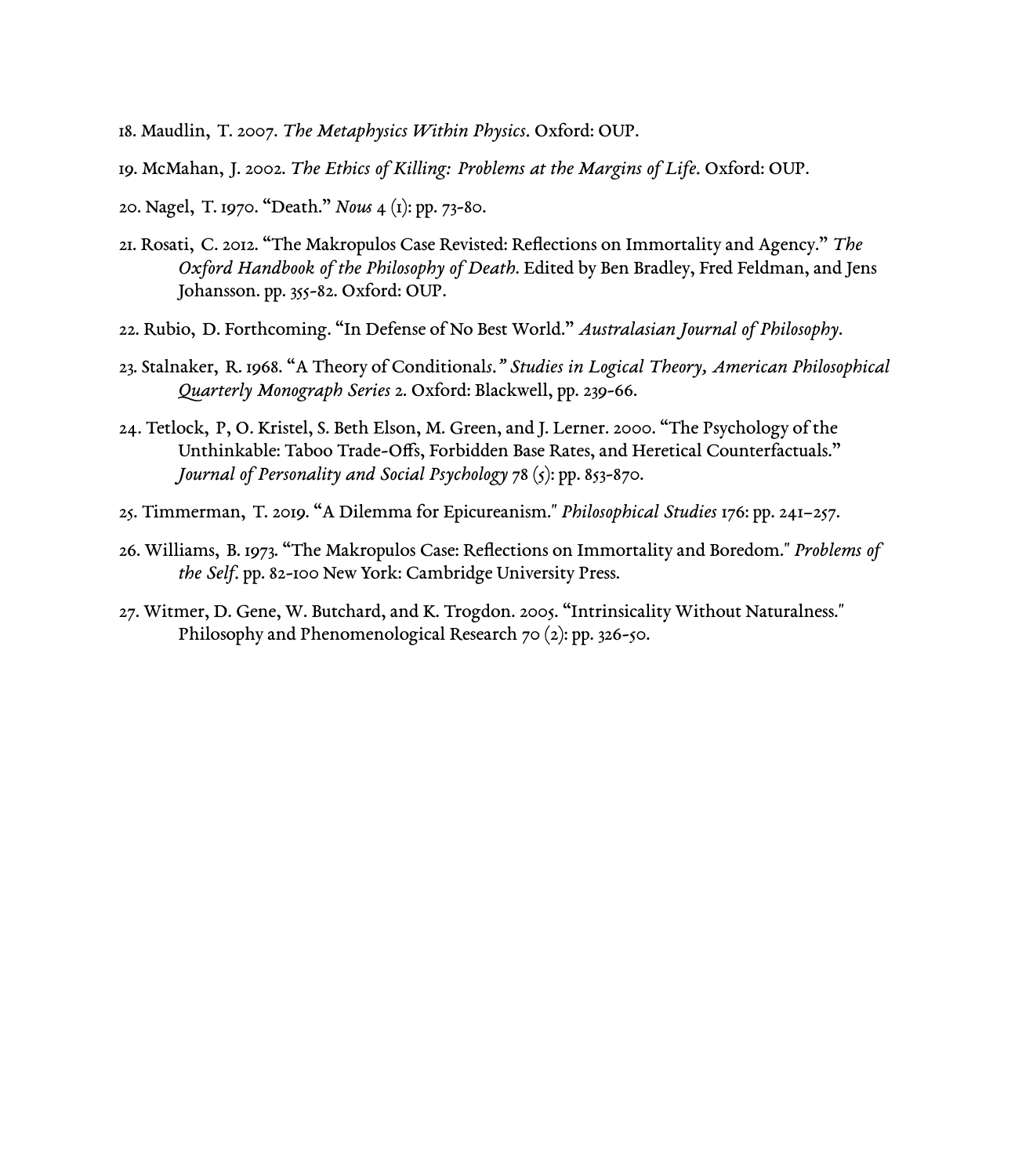18. Maudlin, T. 2007. *The Metaphysics Within Physics*. Oxford: OUP.

19. McMahan, J. 2002. *The Ethics of Killing: Problems at the Margins of Life*. Oxford: OUP.

20. Nagel, T. 1970. "Death." *Nous* 4 (1): pp. 73-80.

21. Rosati, C. 2012. "The Makropulos Case Revisted: Reflections on Immortality and Agency." *The Oxford Handbook of the Philosophy of Death*. Edited by Ben Bradley, Fred Feldman, and Jens Johansson. pp. 355-82. Oxford: OUP.

22. Rubio, D. Forthcoming. "In Defense of No Best World." *Australasian Journal of Philosophy*.

23. Stalnaker, R. 1968. "A Theory of Conditionals." *Studies in Logical Theory, American Philosophical Quarterly Monograph Series* 2. Oxford: Blackwell, pp. 239-66.

24. Tetlock, P, O. Kristel, S. Beth Elson, M. Green, and J. Lerner. 2000. "The Psychology of the Unthinkable: Taboo Trade-Offs, Forbidden Base Rates, and Heretical Counterfactuals." *Journal of Personality and Social Psychology* 78 (5): pp. 853-870.

25. Timmerman, T. 2019. "A Dilemma for Epicureanism." *Philosophical Studies* 176: pp. 241–257.

26. Williams, B. 1973. "The Makropulos Case: Reflections on Immortality and Boredom." *Problems of the Self*. pp. 82-100 New York: Cambridge University Press.

27. Witmer, D. Gene, W. Butchard, and K. Trogdon. 2005. "Intrinsicality Without Naturalness." Philosophy and Phenomenological Research 70 (2): pp. 326-50.